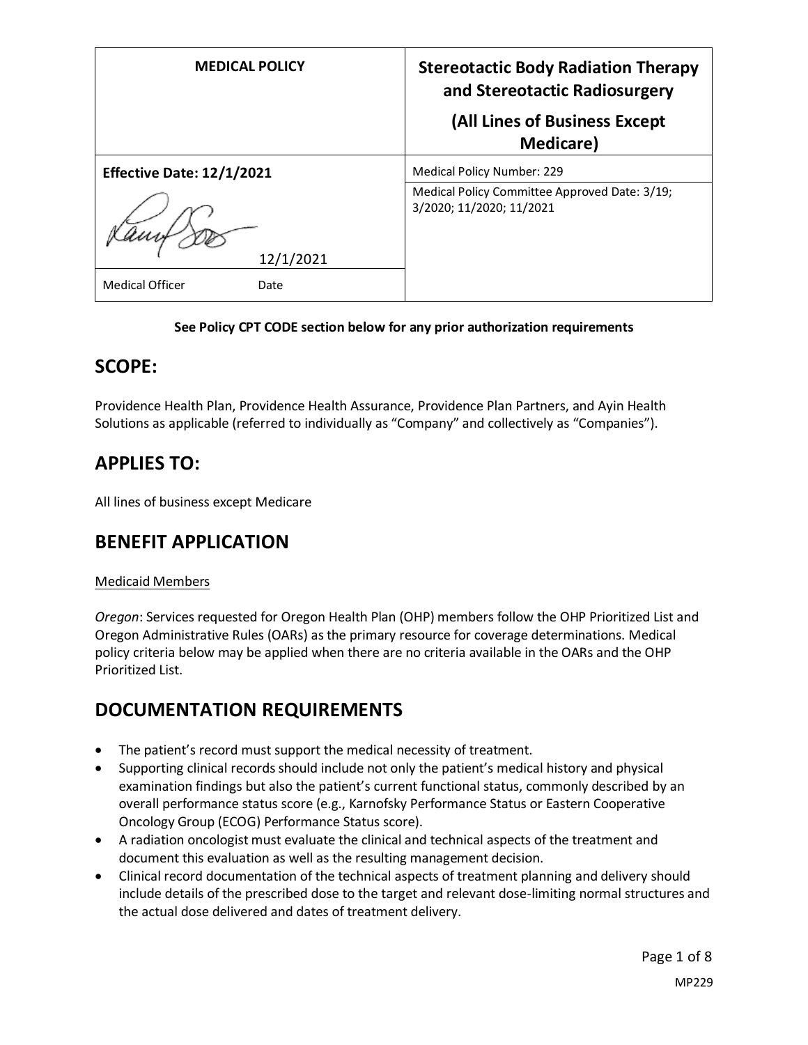| MEDICAL POLICY | Stereotactic Body Radiation Therapy and Stereotactic Radiosurgery (All Lines of Business Except Medicare) |
| --- | --- |
| **Effective Date: 12/1/2021** | Medical Policy Number: 229 |
| 12/1/2021 | Medical Policy Committee Approved Date: 3/19; 3/2020; 11/2020; 11/2021 |
| Medical Officer Date | |

**See Policy CPT CODE section below for any prior authorization requirements**

## SCOPE:

Providence Health Plan, Providence Health Assurance, Providence Plan Partners, and Ayin Health Solutions as applicable (referred to individually as "Company" and collectively as "Companies").

## APPLIES TO:

All lines of business except Medicare

## BENEFIT APPLICATION

Medicaid Members

*Oregon*: Services requested for Oregon Health Plan (OHP) members follow the OHP Prioritized List and Oregon Administrative Rules (OARs) as the primary resource for coverage determinations. Medical policy criteria below may be applied when there are no criteria available in the OARs and the OHP Prioritized List.

## DOCUMENTATION REQUIREMENTS

- The patient's record must support the medical necessity of treatment.
- Supporting clinical records should include not only the patient's medical history and physical examination findings but also the patient's current functional status, commonly described by an overall performance status score (e.g., Karnofsky Performance Status or Eastern Cooperative Oncology Group (ECOG) Performance Status score).
- A radiation oncologist must evaluate the clinical and technical aspects of the treatment and document this evaluation as well as the resulting management decision.
- Clinical record documentation of the technical aspects of treatment planning and delivery should include details of the prescribed dose to the target and relevant dose-limiting normal structures and the actual dose delivered and dates of treatment delivery.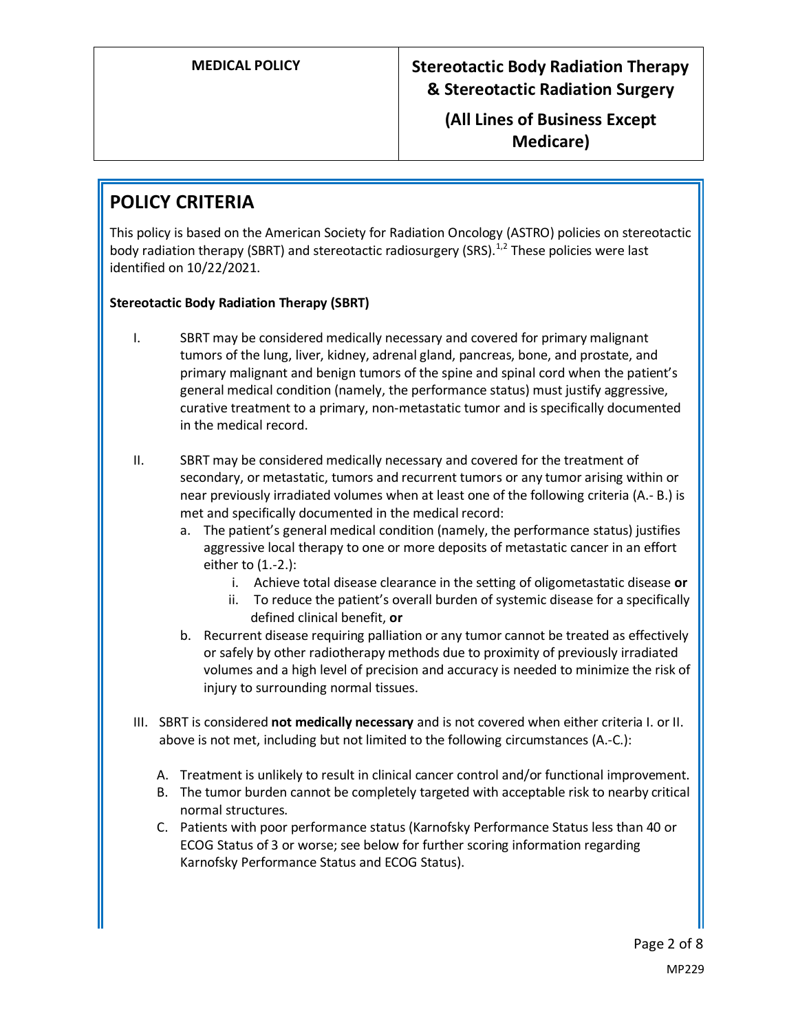# POLICY CRITERIA

This policy is based on the American Society for Radiation Oncology (ASTRO) policies on stereotactic body radiation therapy (SBRT) and stereotactic radiosurgery (SRS).[1,2] These policies were last identified on 10/22/2021.

**Stereotactic Body Radiation Therapy (SBRT)**

I. SBRT may be considered medically necessary and covered for primary malignant tumors of the lung, liver, kidney, adrenal gland, pancreas, bone, and prostate, and primary malignant and benign tumors of the spine and spinal cord when the patient's general medical condition (namely, the performance status) must justify aggressive, curative treatment to a primary, non-metastatic tumor and is specifically documented in the medical record.

II. SBRT may be considered medically necessary and covered for the treatment of secondary, or metastatic, tumors and recurrent tumors or any tumor arising within or near previously irradiated volumes when at least one of the following criteria (A.- B.) is met and specifically documented in the medical record:
   a. The patient's general medical condition (namely, the performance status) justifies aggressive local therapy to one or more deposits of metastatic cancer in an effort either to (1.-2.):
      i. Achieve total disease clearance in the setting of oligometastatic disease **or**
      ii. To reduce the patient's overall burden of systemic disease for a specifically defined clinical benefit, **or**
   b. Recurrent disease requiring palliation or any tumor cannot be treated as effectively or safely by other radiotherapy methods due to proximity of previously irradiated volumes and a high level of precision and accuracy is needed to minimize the risk of injury to surrounding normal tissues.

III. SBRT is considered **not medically necessary** and is not covered when either criteria I. or II. above is not met, including but not limited to the following circumstances (A.-C.):

   A. Treatment is unlikely to result in clinical cancer control and/or functional improvement.
   B. The tumor burden cannot be completely targeted with acceptable risk to nearby critical normal structures.
   C. Patients with poor performance status (Karnofsky Performance Status less than 40 or ECOG Status of 3 or worse; see below for further scoring information regarding Karnofsky Performance Status and ECOG Status).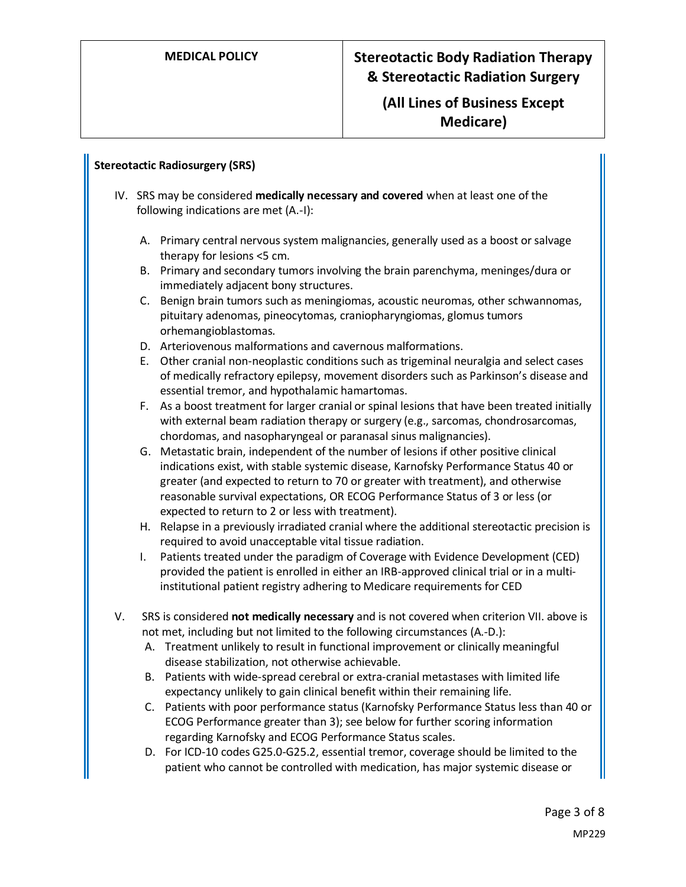### Stereotactic Radiosurgery (SRS)

IV. SRS may be considered **medically necessary and covered** when at least one of the following indications are met (A.-I):

   A. Primary central nervous system malignancies, generally used as a boost or salvage therapy for lesions <5 cm.
   B. Primary and secondary tumors involving the brain parenchyma, meninges/dura or immediately adjacent bony structures.
   C. Benign brain tumors such as meningiomas, acoustic neuromas, other schwannomas, pituitary adenomas, pineocytomas, craniopharyngiomas, glomus tumors orhemangioblastomas.
   D. Arteriovenous malformations and cavernous malformations.
   E. Other cranial non-neoplastic conditions such as trigeminal neuralgia and select cases of medically refractory epilepsy, movement disorders such as Parkinson's disease and essential tremor, and hypothalamic hamartomas.
   F. As a boost treatment for larger cranial or spinal lesions that have been treated initially with external beam radiation therapy or surgery (e.g., sarcomas, chondrosarcomas, chordomas, and nasopharyngeal or paranasal sinus malignancies).
   G. Metastatic brain, independent of the number of lesions if other positive clinical indications exist, with stable systemic disease, Karnofsky Performance Status 40 or greater (and expected to return to 70 or greater with treatment), and otherwise reasonable survival expectations, OR ECOG Performance Status of 3 or less (or expected to return to 2 or less with treatment).
   H. Relapse in a previously irradiated cranial where the additional stereotactic precision is required to avoid unacceptable vital tissue radiation.
   I. Patients treated under the paradigm of Coverage with Evidence Development (CED) provided the patient is enrolled in either an IRB-approved clinical trial or in a multi-institutional patient registry adhering to Medicare requirements for CED

V. SRS is considered **not medically necessary** and is not covered when criterion VII. above is not met, including but not limited to the following circumstances (A.-D.):

   A. Treatment unlikely to result in functional improvement or clinically meaningful disease stabilization, not otherwise achievable.
   B. Patients with wide-spread cerebral or extra-cranial metastases with limited life expectancy unlikely to gain clinical benefit within their remaining life.
   C. Patients with poor performance status (Karnofsky Performance Status less than 40 or ECOG Performance greater than 3); see below for further scoring information regarding Karnofsky and ECOG Performance Status scales.
   D. For ICD-10 codes G25.0-G25.2, essential tremor, coverage should be limited to the patient who cannot be controlled with medication, has major systemic disease or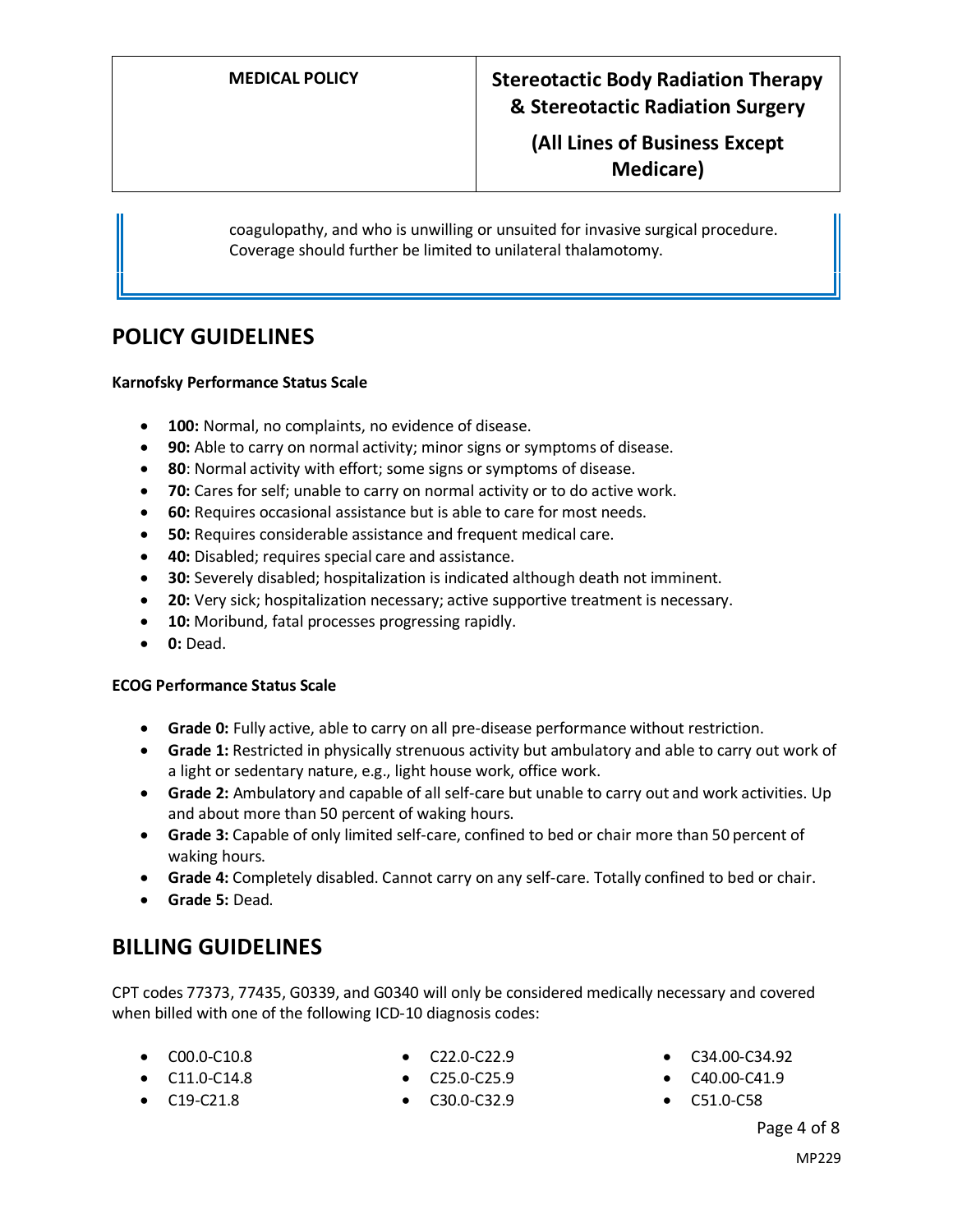coagulopathy, and who is unwilling or unsuited for invasive surgical procedure. Coverage should further be limited to unilateral thalamotomy.

## POLICY GUIDELINES

**Karnofsky Performance Status Scale**

- **100:** Normal, no complaints, no evidence of disease.
- **90:** Able to carry on normal activity; minor signs or symptoms of disease.
- **80**: Normal activity with effort; some signs or symptoms of disease.
- **70:** Cares for self; unable to carry on normal activity or to do active work.
- **60:** Requires occasional assistance but is able to care for most needs.
- **50:** Requires considerable assistance and frequent medical care.
- **40:** Disabled; requires special care and assistance.
- **30:** Severely disabled; hospitalization is indicated although death not imminent.
- **20:** Very sick; hospitalization necessary; active supportive treatment is necessary.
- **10:** Moribund, fatal processes progressing rapidly.
- **0:** Dead.

**ECOG Performance Status Scale**

- **Grade 0:** Fully active, able to carry on all pre-disease performance without restriction.
- **Grade 1:** Restricted in physically strenuous activity but ambulatory and able to carry out work of a light or sedentary nature, e.g., light house work, office work.
- **Grade 2:** Ambulatory and capable of all self-care but unable to carry out and work activities. Up and about more than 50 percent of waking hours.
- **Grade 3:** Capable of only limited self-care, confined to bed or chair more than 50 percent of waking hours.
- **Grade 4:** Completely disabled. Cannot carry on any self-care. Totally confined to bed or chair.
- **Grade 5:** Dead.

## BILLING GUIDELINES

CPT codes 77373, 77435, G0339, and G0340 will only be considered medically necessary and covered when billed with one of the following ICD-10 diagnosis codes:

- C00.0-C10.8
- C11.0-C14.8
- C19-C21.8
- C22.0-C22.9
- C25.0-C25.9
- C30.0-C32.9
- C34.00-C34.92
- C40.00-C41.9
- C51.0-C58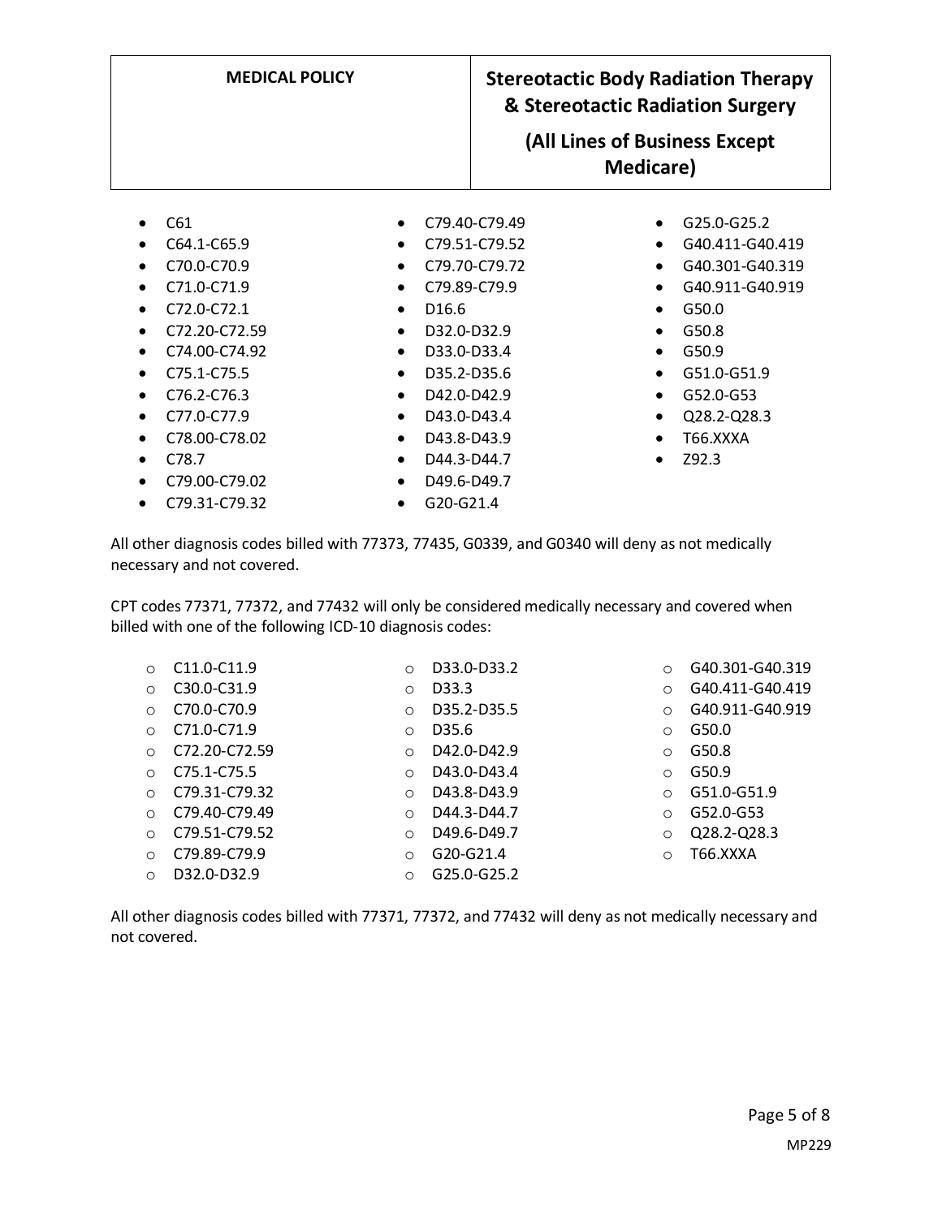- C61
- C64.1-C65.9
- C70.0-C70.9
- C71.0-C71.9
- C72.0-C72.1
- C72.20-C72.59
- C74.00-C74.92
- C75.1-C75.5
- C76.2-C76.3
- C77.0-C77.9
- C78.00-C78.02
- C78.7
- C79.00-C79.02
- C79.31-C79.32
- C79.40-C79.49
- C79.51-C79.52
- C79.70-C79.72
- C79.89-C79.9
- D16.6
- D32.0-D32.9
- D33.0-D33.4
- D35.2-D35.6
- D42.0-D42.9
- D43.0-D43.4
- D43.8-D43.9
- D44.3-D44.7
- D49.6-D49.7
- G20-G21.4
- G25.0-G25.2
- G40.411-G40.419
- G40.301-G40.319
- G40.911-G40.919
- G50.0
- G50.8
- G50.9
- G51.0-G51.9
- G52.0-G53
- Q28.2-Q28.3
- T66.XXXA
- Z92.3

All other diagnosis codes billed with 77373, 77435, G0339, and G0340 will deny as not medically necessary and not covered.

CPT codes 77371, 77372, and 77432 will only be considered medically necessary and covered when billed with one of the following ICD-10 diagnosis codes:

- C11.0-C11.9
- C30.0-C31.9
- C70.0-C70.9
- C71.0-C71.9
- C72.20-C72.59
- C75.1-C75.5
- C79.31-C79.32
- C79.40-C79.49
- C79.51-C79.52
- C79.89-C79.9
- D32.0-D32.9
- D33.0-D33.2
- D33.3
- D35.2-D35.5
- D35.6
- D42.0-D42.9
- D43.0-D43.4
- D43.8-D43.9
- D44.3-D44.7
- D49.6-D49.7
- G20-G21.4
- G25.0-G25.2
- G40.301-G40.319
- G40.411-G40.419
- G40.911-G40.919
- G50.0
- G50.8
- G50.9
- G51.0-G51.9
- G52.0-G53
- Q28.2-Q28.3
- T66.XXXA

All other diagnosis codes billed with 77371, 77372, and 77432 will deny as not medically necessary and not covered.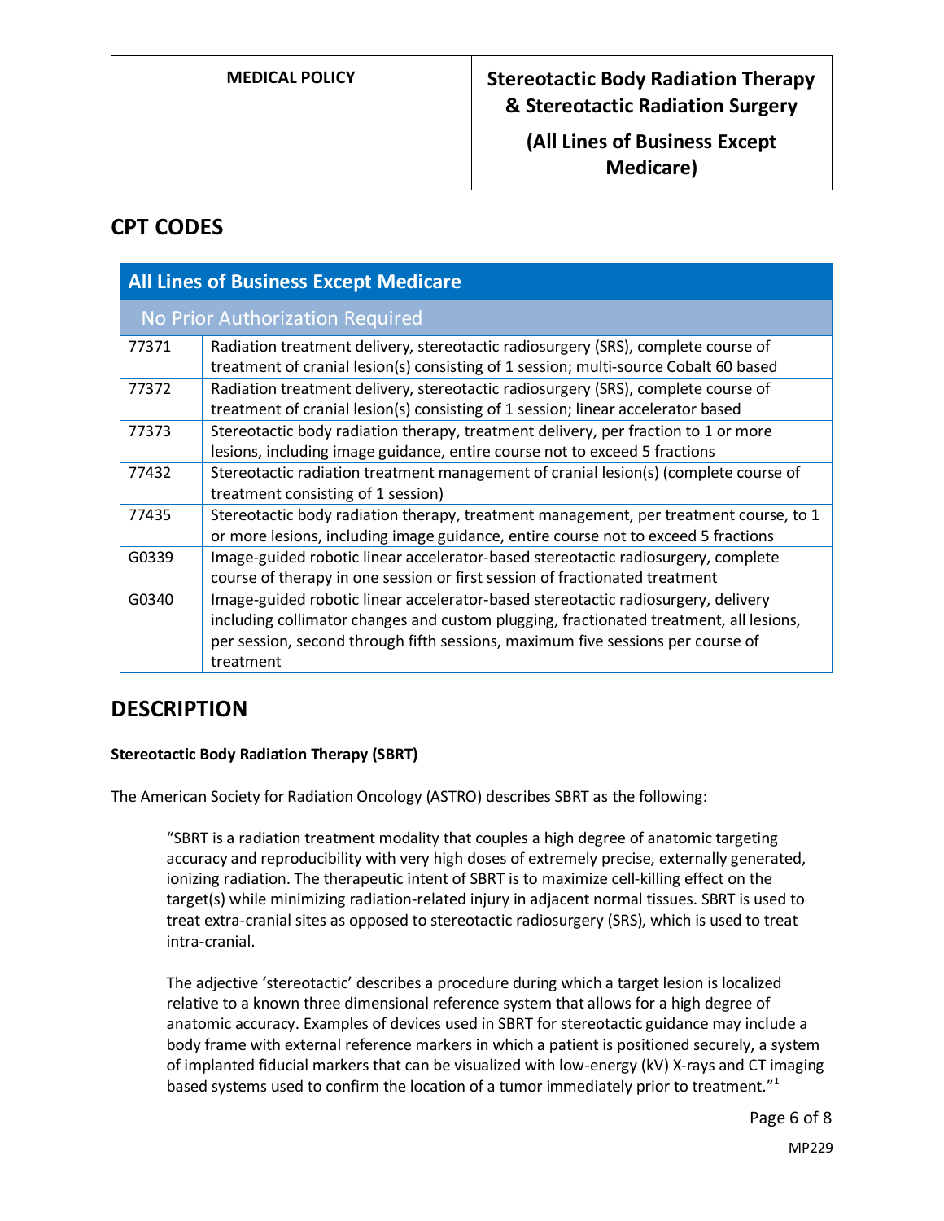## CPT CODES

| All Lines of Business Except Medicare | |
|---|---|
| No Prior Authorization Required | |
| 77371 | Radiation treatment delivery, stereotactic radiosurgery (SRS), complete course of treatment of cranial lesion(s) consisting of 1 session; multi-source Cobalt 60 based |
| 77372 | Radiation treatment delivery, stereotactic radiosurgery (SRS), complete course of treatment of cranial lesion(s) consisting of 1 session; linear accelerator based |
| 77373 | Stereotactic body radiation therapy, treatment delivery, per fraction to 1 or more lesions, including image guidance, entire course not to exceed 5 fractions |
| 77432 | Stereotactic radiation treatment management of cranial lesion(s) (complete course of treatment consisting of 1 session) |
| 77435 | Stereotactic body radiation therapy, treatment management, per treatment course, to 1 or more lesions, including image guidance, entire course not to exceed 5 fractions |
| G0339 | Image-guided robotic linear accelerator-based stereotactic radiosurgery, complete course of therapy in one session or first session of fractionated treatment |
| G0340 | Image-guided robotic linear accelerator-based stereotactic radiosurgery, delivery including collimator changes and custom plugging, fractionated treatment, all lesions, per session, second through fifth sessions, maximum five sessions per course of treatment |

## DESCRIPTION

**Stereotactic Body Radiation Therapy (SBRT)**

The American Society for Radiation Oncology (ASTRO) describes SBRT as the following:

> "SBRT is a radiation treatment modality that couples a high degree of anatomic targeting accuracy and reproducibility with very high doses of extremely precise, externally generated, ionizing radiation. The therapeutic intent of SBRT is to maximize cell-killing effect on the target(s) while minimizing radiation-related injury in adjacent normal tissues. SBRT is used to treat extra-cranial sites as opposed to stereotactic radiosurgery (SRS), which is used to treat intra-cranial.
>
> The adjective 'stereotactic' describes a procedure during which a target lesion is localized relative to a known three dimensional reference system that allows for a high degree of anatomic accuracy. Examples of devices used in SBRT for stereotactic guidance may include a body frame with external reference markers in which a patient is positioned securely, a system of implanted fiducial markers that can be visualized with low-energy (kV) X-rays and CT imaging based systems used to confirm the location of a tumor immediately prior to treatment."[1]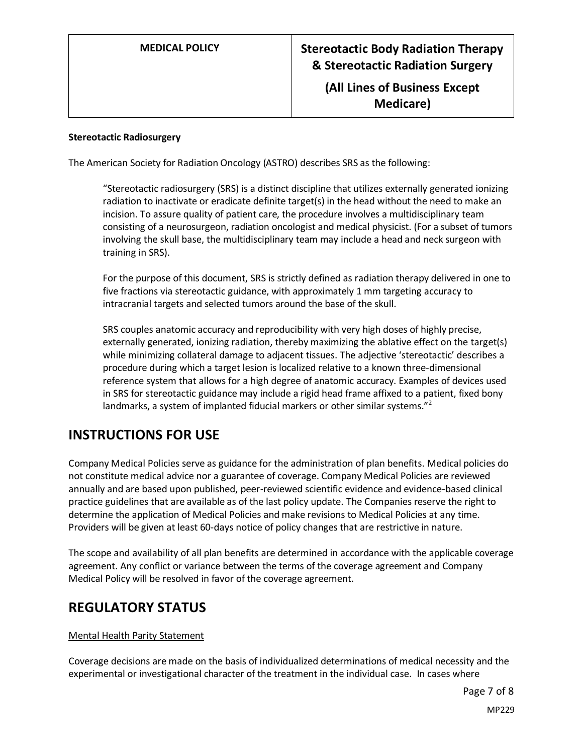**Stereotactic Radiosurgery**

The American Society for Radiation Oncology (ASTRO) describes SRS as the following:

> "Stereotactic radiosurgery (SRS) is a distinct discipline that utilizes externally generated ionizing radiation to inactivate or eradicate definite target(s) in the head without the need to make an incision. To assure quality of patient care, the procedure involves a multidisciplinary team consisting of a neurosurgeon, radiation oncologist and medical physicist. (For a subset of tumors involving the skull base, the multidisciplinary team may include a head and neck surgeon with training in SRS).
>
> For the purpose of this document, SRS is strictly defined as radiation therapy delivered in one to five fractions via stereotactic guidance, with approximately 1 mm targeting accuracy to intracranial targets and selected tumors around the base of the skull.
>
> SRS couples anatomic accuracy and reproducibility with very high doses of highly precise, externally generated, ionizing radiation, thereby maximizing the ablative effect on the target(s) while minimizing collateral damage to adjacent tissues. The adjective 'stereotactic' describes a procedure during which a target lesion is localized relative to a known three-dimensional reference system that allows for a high degree of anatomic accuracy. Examples of devices used in SRS for stereotactic guidance may include a rigid head frame affixed to a patient, fixed bony landmarks, a system of implanted fiducial markers or other similar systems."[2]

# INSTRUCTIONS FOR USE

Company Medical Policies serve as guidance for the administration of plan benefits. Medical policies do not constitute medical advice nor a guarantee of coverage. Company Medical Policies are reviewed annually and are based upon published, peer-reviewed scientific evidence and evidence-based clinical practice guidelines that are available as of the last policy update. The Companies reserve the right to determine the application of Medical Policies and make revisions to Medical Policies at any time. Providers will be given at least 60-days notice of policy changes that are restrictive in nature.

The scope and availability of all plan benefits are determined in accordance with the applicable coverage agreement. Any conflict or variance between the terms of the coverage agreement and Company Medical Policy will be resolved in favor of the coverage agreement.

# REGULATORY STATUS

Mental Health Parity Statement

Coverage decisions are made on the basis of individualized determinations of medical necessity and the experimental or investigational character of the treatment in the individual case. In cases where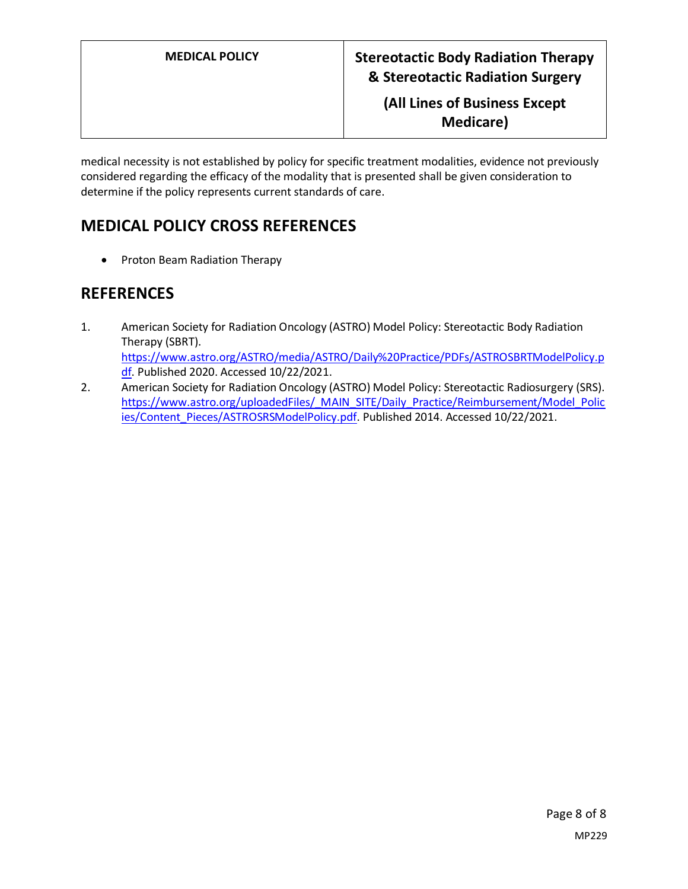medical necessity is not established by policy for specific treatment modalities, evidence not previously considered regarding the efficacy of the modality that is presented shall be given consideration to determine if the policy represents current standards of care.

## MEDICAL POLICY CROSS REFERENCES

- Proton Beam Radiation Therapy

## REFERENCES

1. American Society for Radiation Oncology (ASTRO) Model Policy: Stereotactic Body Radiation Therapy (SBRT). https://www.astro.org/ASTRO/media/ASTRO/Daily%20Practice/PDFs/ASTROSBRTModelPolicy.pdf. Published 2020. Accessed 10/22/2021.
2. American Society for Radiation Oncology (ASTRO) Model Policy: Stereotactic Radiosurgery (SRS). https://www.astro.org/uploadedFiles/_MAIN_SITE/Daily_Practice/Reimbursement/Model_Policies/Content_Pieces/ASTROSRSModelPolicy.pdf. Published 2014. Accessed 10/22/2021.